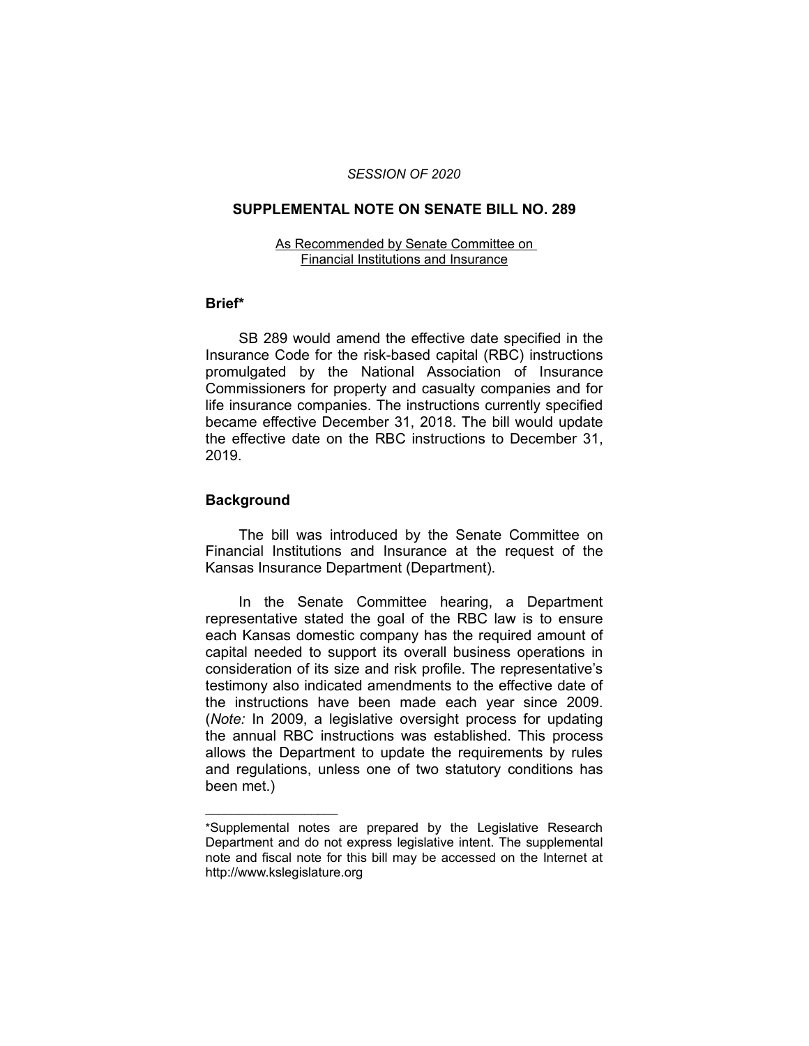*SESSION OF 2020*

## SUPPLEMENTAL NOTE ON SENATE BILL NO. 289

As Recommended by Senate Committee on Financial Institutions and Insurance

### Brief*

SB 289 would amend the effective date specified in the Insurance Code for the risk-based capital (RBC) instructions promulgated by the National Association of Insurance Commissioners for property and casualty companies and for life insurance companies. The instructions currently specified became effective December 31, 2018. The bill would update the effective date on the RBC instructions to December 31, 2019.

### Background

The bill was introduced by the Senate Committee on Financial Institutions and Insurance at the request of the Kansas Insurance Department (Department).

In the Senate Committee hearing, a Department representative stated the goal of the RBC law is to ensure each Kansas domestic company has the required amount of capital needed to support its overall business operations in consideration of its size and risk profile. The representative's testimony also indicated amendments to the effective date of the instructions have been made each year since 2009. (*Note:* In 2009, a legislative oversight process for updating the annual RBC instructions was established. This process allows the Department to update the requirements by rules and regulations, unless one of two statutory conditions has been met.)

---

*Supplemental notes are prepared by the Legislative Research Department and do not express legislative intent. The supplemental note and fiscal note for this bill may be accessed on the Internet at http://www.kslegislature.org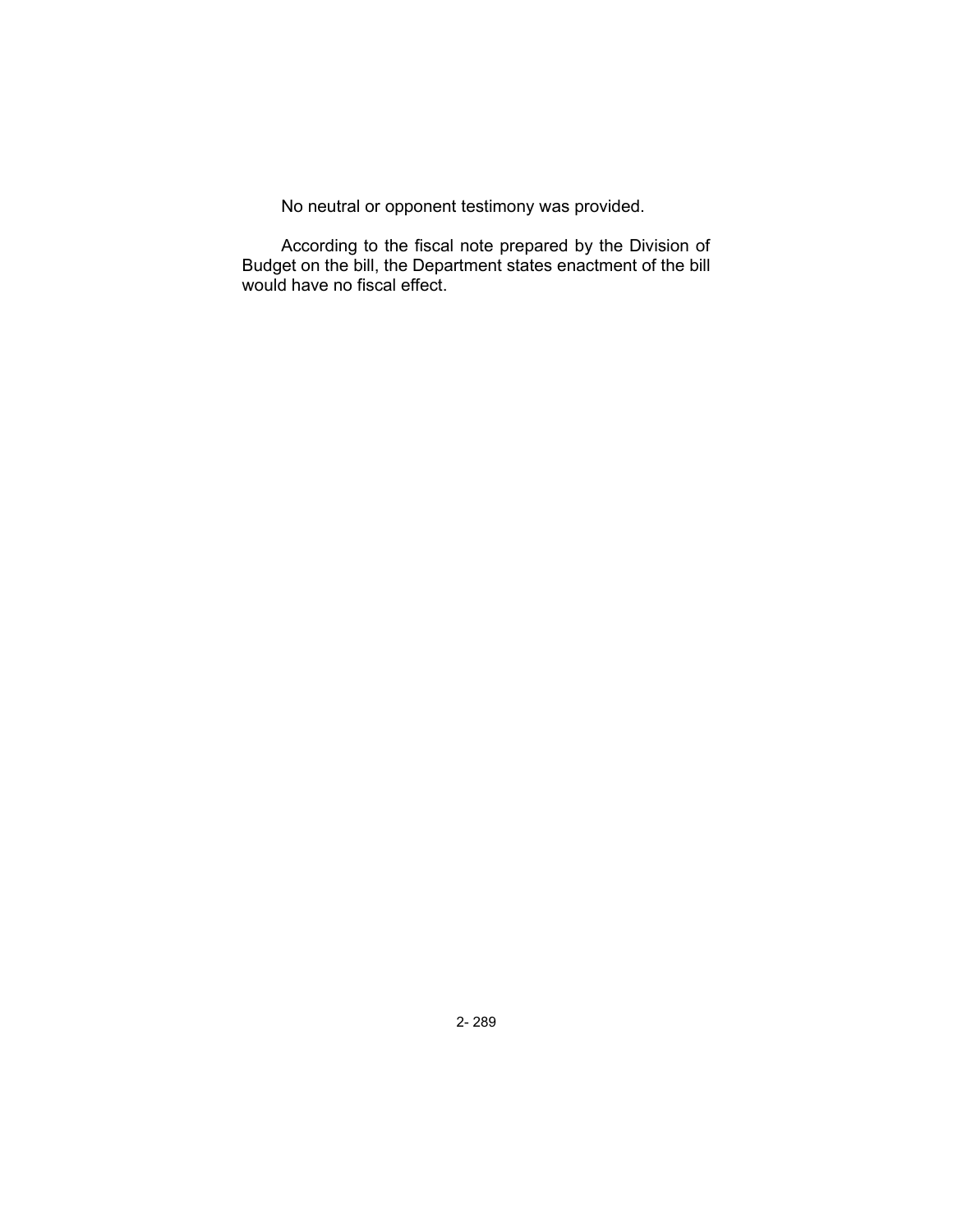No neutral or opponent testimony was provided.

According to the fiscal note prepared by the Division of Budget on the bill, the Department states enactment of the bill would have no fiscal effect.